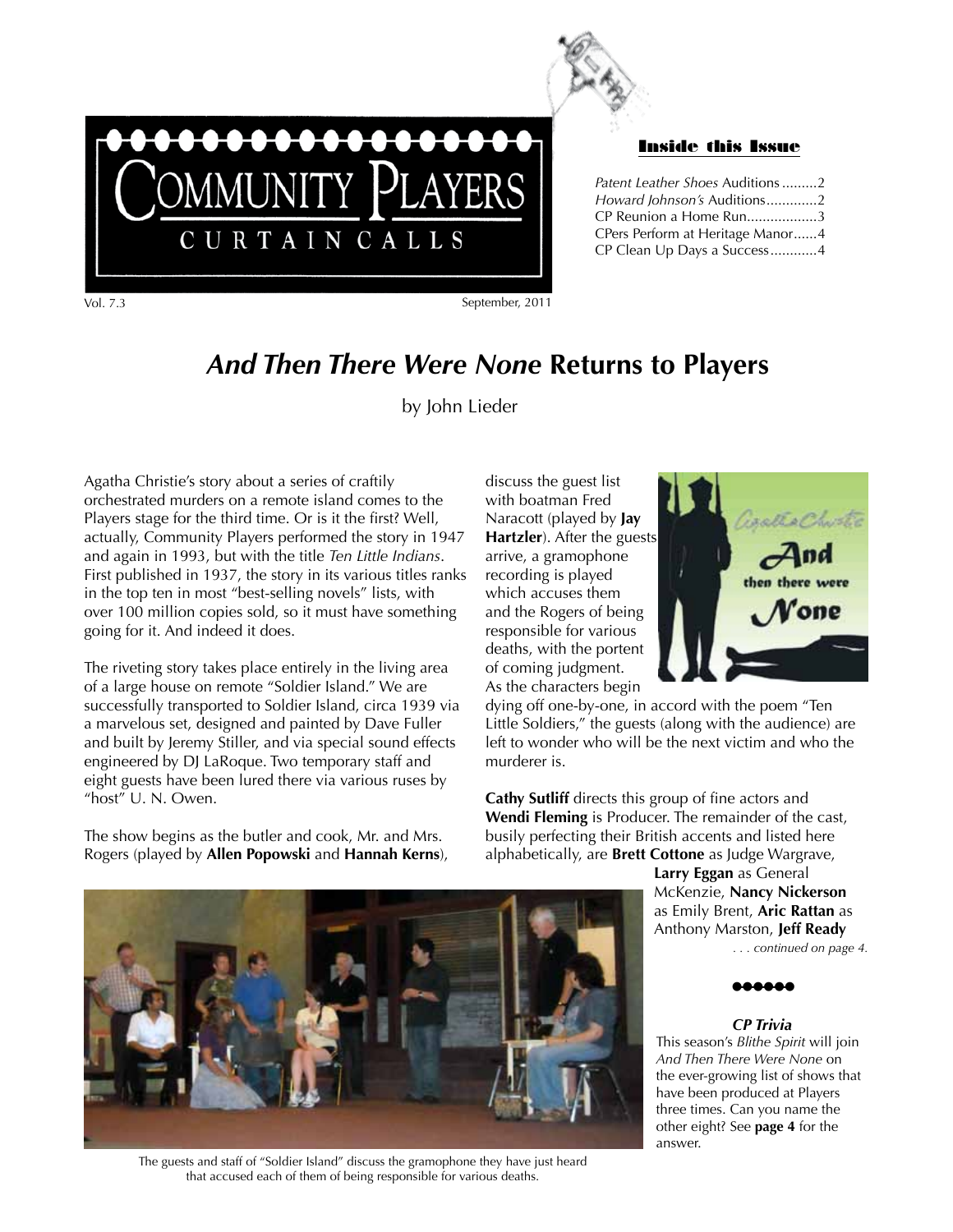# Community Players

## Curtain Calls

Vol. 7.3 September, 2011

**Inside this Issue**

*Patent Leather Shoes* Auditions.........2
*Howard Johnson's* Auditions.............2
CP Reunion a Home Run..................3
CPers Perform at Heritage Manor......4
CP Clean Up Days a Success............4

# *And Then There Were None* Returns to Players

by John Lieder

Agatha Christie's story about a series of craftily orchestrated murders on a remote island comes to the Players stage for the third time. Or is it the first? Well, actually, Community Players performed the story in 1947 and again in 1993, but with the title *Ten Little Indians*. First published in 1937, the story in its various titles ranks in the top ten in most "best-selling novels" lists, with over 100 million copies sold, so it must have something going for it. And indeed it does.

The riveting story takes place entirely in the living area of a large house on remote "Soldier Island." We are successfully transported to Soldier Island, circa 1939 via a marvelous set, designed and painted by Dave Fuller and built by Jeremy Stiller, and via special sound effects engineered by DJ LaRoque. Two temporary staff and eight guests have been lured there via various ruses by "host" U. N. Owen.

The show begins as the butler and cook, Mr. and Mrs. Rogers (played by **Allen Popowski** and **Hannah Kerns**), discuss the guest list with boatman Fred Naracott (played by **Jay Hartzler**). After the guests arrive, a gramophone recording is played which accuses them and the Rogers of being responsible for various deaths, with the portent of coming judgment. As the characters begin dying off one-by-one, in accord with the poem "Ten Little Soldiers," the guests (along with the audience) are left to wonder who will be the next victim and who the murderer is.

**Cathy Sutliff** directs this group of fine actors and **Wendi Fleming** is Producer. The remainder of the cast, busily perfecting their British accents and listed here alphabetically, are **Brett Cottone** as Judge Wargrave, **Larry Eggan** as General McKenzie, **Nancy Nickerson** as Emily Brent, **Aric Rattan** as Anthony Marston, **Jeff Ready**

*. . . continued on page 4.*

The guests and staff of "Soldier Island" discuss the gramophone they have just heard that accused each of them of being responsible for various deaths.

### *CP Trivia*

This season's *Blithe Spirit* will join *And Then There Were None* on the ever-growing list of shows that have been produced at Players three times. Can you name the other eight? See **page 4** for the answer.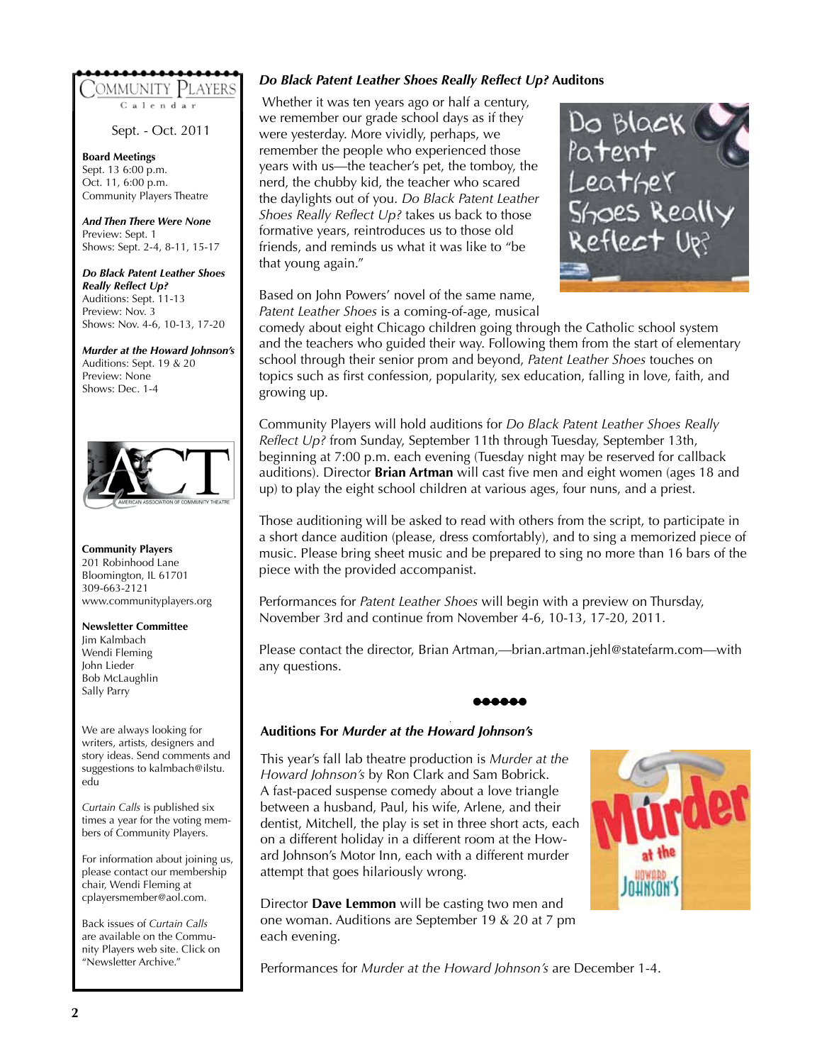## Community Players Calendar

Sept. - Oct. 2011

**Board Meetings**
Sept. 13 6:00 p.m.
Oct. 11, 6:00 p.m.
Community Players Theatre

***And Then There Were None***
Preview: Sept. 1
Shows: Sept. 2-4, 8-11, 15-17

***Do Black Patent Leather Shoes Really Reflect Up?***
Auditions: Sept. 11-13
Preview: Nov. 3
Shows: Nov. 4-6, 10-13, 17-20

***Murder at the Howard Johnson's***
Auditions: Sept. 19 & 20
Preview: None
Shows: Dec. 1-4

**Community Players**
201 Robinhood Lane
Bloomington, IL 61701
309-663-2121
www.communityplayers.org

**Newsletter Committee**
Jim Kalmbach
Wendi Fleming
John Lieder
Bob McLaughlin
Sally Parry

We are always looking for writers, artists, designers and story ideas. Send comments and suggestions to kalmbach@ilstu.edu

*Curtain Calls* is published six times a year for the voting members of Community Players.

For information about joining us, please contact our membership chair, Wendi Fleming at cplayersmember@aol.com.

Back issues of *Curtain Calls* are available on the Community Players web site. Click on "Newsletter Archive."

## *Do Black Patent Leather Shoes Really Reflect Up?* Auditons

Whether it was ten years ago or half a century, we remember our grade school days as if they were yesterday. More vividly, perhaps, we remember the people who experienced those years with us—the teacher's pet, the tomboy, the nerd, the chubby kid, the teacher who scared the daylights out of you. *Do Black Patent Leather Shoes Really Reflect Up?* takes us back to those formative years, reintroduces us to those old friends, and reminds us what it was like to "be that young again."

Based on John Powers' novel of the same name, *Patent Leather Shoes* is a coming-of-age, musical comedy about eight Chicago children going through the Catholic school system and the teachers who guided their way. Following them from the start of elementary school through their senior prom and beyond, *Patent Leather Shoes* touches on topics such as first confession, popularity, sex education, falling in love, faith, and growing up.

Community Players will hold auditions for *Do Black Patent Leather Shoes Really Reflect Up?* from Sunday, September 11th through Tuesday, September 13th, beginning at 7:00 p.m. each evening (Tuesday night may be reserved for callback auditions). Director **Brian Artman** will cast five men and eight women (ages 18 and up) to play the eight school children at various ages, four nuns, and a priest.

Those auditioning will be asked to read with others from the script, to participate in a short dance audition (please, dress comfortably), and to sing a memorized piece of music. Please bring sheet music and be prepared to sing no more than 16 bars of the piece with the provided accompanist.

Performances for *Patent Leather Shoes* will begin with a preview on Thursday, November 3rd and continue from November 4-6, 10-13, 17-20, 2011.

Please contact the director, Brian Artman,—brian.artman.jehl@statefarm.com—with any questions.

## Auditions For *Murder at the Howard Johnson's*

This year's fall lab theatre production is *Murder at the Howard Johnson's* by Ron Clark and Sam Bobrick. A fast-paced suspense comedy about a love triangle between a husband, Paul, his wife, Arlene, and their dentist, Mitchell, the play is set in three short acts, each on a different holiday in a different room at the Howard Johnson's Motor Inn, each with a different murder attempt that goes hilariously wrong.

Director **Dave Lemmon** will be casting two men and one woman. Auditions are September 19 & 20 at 7 pm each evening.

Performances for *Murder at the Howard Johnson's* are December 1-4.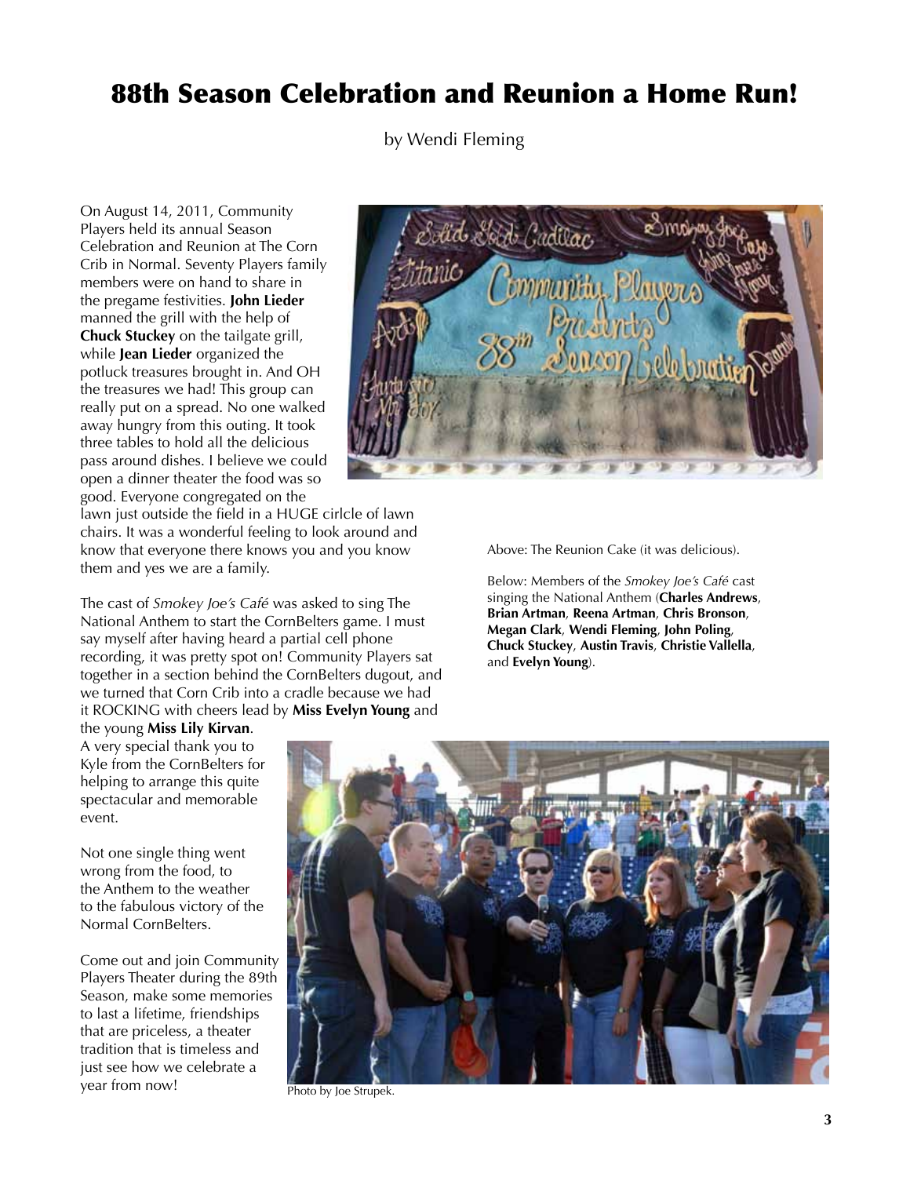# 88th Season Celebration and Reunion a Home Run!

by Wendi Fleming

On August 14, 2011, Community Players held its annual Season Celebration and Reunion at The Corn Crib in Normal. Seventy Players family members were on hand to share in the pregame festivities. **John Lieder** manned the grill with the help of **Chuck Stuckey** on the tailgate grill, while **Jean Lieder** organized the potluck treasures brought in. And OH the treasures we had! This group can really put on a spread. No one walked away hungry from this outing. It took three tables to hold all the delicious pass around dishes. I believe we could open a dinner theater the food was so good. Everyone congregated on the lawn just outside the field in a HUGE cirlcle of lawn chairs. It was a wonderful feeling to look around and know that everyone there knows you and you know them and yes we are a family.

The cast of *Smokey Joe's Café* was asked to sing The National Anthem to start the CornBelters game. I must say myself after having heard a partial cell phone recording, it was pretty spot on! Community Players sat together in a section behind the CornBelters dugout, and we turned that Corn Crib into a cradle because we had it ROCKING with cheers lead by **Miss Evelyn Young** and the young **Miss Lily Kirvan**. A very special thank you to Kyle from the CornBelters for helping to arrange this quite spectacular and memorable event.

Not one single thing went wrong from the food, to the Anthem to the weather to the fabulous victory of the Normal CornBelters.

Come out and join Community Players Theater during the 89th Season, make some memories to last a lifetime, friendships that are priceless, a theater tradition that is timeless and just see how we celebrate a year from now!

Above: The Reunion Cake (it was delicious).

Below: Members of the *Smokey Joe's Café* cast singing the National Anthem (**Charles Andrews**, **Brian Artman**, **Reena Artman**, **Chris Bronson**, **Megan Clark**, **Wendi Fleming**, **John Poling**, **Chuck Stuckey**, **Austin Travis**, **Christie Vallella**, and **Evelyn Young**).

Photo by Joe Strupek.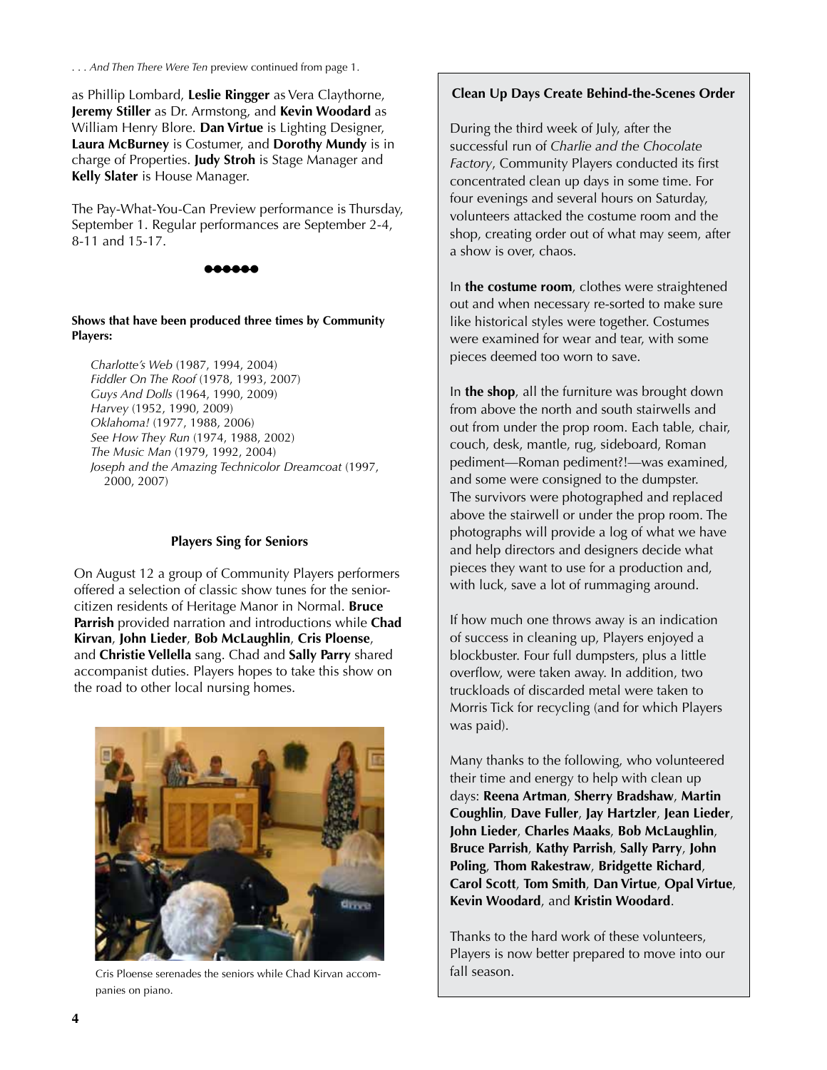*. . . And Then There Were Ten* preview continued from page 1.

as Phillip Lombard, **Leslie Ringger** as Vera Claythorne, **Jeremy Stiller** as Dr. Armstong, and **Kevin Woodard** as William Henry Blore. **Dan Virtue** is Lighting Designer, **Laura McBurney** is Costumer, and **Dorothy Mundy** is in charge of Properties. **Judy Stroh** is Stage Manager and **Kelly Slater** is House Manager.

The Pay-What-You-Can Preview performance is Thursday, September 1. Regular performances are September 2-4, 8-11 and 15-17.

●●●●●●

**Shows that have been produced three times by Community Players:**

*Charlotte's Web* (1987, 1994, 2004)
*Fiddler On The Roof* (1978, 1993, 2007)
*Guys And Dolls* (1964, 1990, 2009)
*Harvey* (1952, 1990, 2009)
*Oklahoma!* (1977, 1988, 2006)
*See How They Run* (1974, 1988, 2002)
*The Music Man* (1979, 1992, 2004)
*Joseph and the Amazing Technicolor Dreamcoat* (1997, 2000, 2007)

## Players Sing for Seniors

On August 12 a group of Community Players performers offered a selection of classic show tunes for the senior-citizen residents of Heritage Manor in Normal. **Bruce Parrish** provided narration and introductions while **Chad Kirvan**, **John Lieder**, **Bob McLaughlin**, **Cris Ploense**, and **Christie Vellella** sang. Chad and **Sally Parry** shared accompanist duties. Players hopes to take this show on the road to other local nursing homes.

Cris Ploense serenades the seniors while Chad Kirvan accompanies on piano.

## Clean Up Days Create Behind-the-Scenes Order

During the third week of July, after the successful run of *Charlie and the Chocolate Factory*, Community Players conducted its first concentrated clean up days in some time. For four evenings and several hours on Saturday, volunteers attacked the costume room and the shop, creating order out of what may seem, after a show is over, chaos.

In **the costume room**, clothes were straightened out and when necessary re-sorted to make sure like historical styles were together. Costumes were examined for wear and tear, with some pieces deemed too worn to save.

In **the shop**, all the furniture was brought down from above the north and south stairwells and out from under the prop room. Each table, chair, couch, desk, mantle, rug, sideboard, Roman pediment—Roman pediment?!—was examined, and some were consigned to the dumpster. The survivors were photographed and replaced above the stairwell or under the prop room. The photographs will provide a log of what we have and help directors and designers decide what pieces they want to use for a production and, with luck, save a lot of rummaging around.

If how much one throws away is an indication of success in cleaning up, Players enjoyed a blockbuster. Four full dumpsters, plus a little overflow, were taken away. In addition, two truckloads of discarded metal were taken to Morris Tick for recycling (and for which Players was paid).

Many thanks to the following, who volunteered their time and energy to help with clean up days: **Reena Artman**, **Sherry Bradshaw**, **Martin Coughlin**, **Dave Fuller**, **Jay Hartzler**, **Jean Lieder**, **John Lieder**, **Charles Maaks**, **Bob McLaughlin**, **Bruce Parrish**, **Kathy Parrish**, **Sally Parry**, **John Poling**, **Thom Rakestraw**, **Bridgette Richard**, **Carol Scott**, **Tom Smith**, **Dan Virtue**, **Opal Virtue**, **Kevin Woodard**, and **Kristin Woodard**.

Thanks to the hard work of these volunteers, Players is now better prepared to move into our fall season.